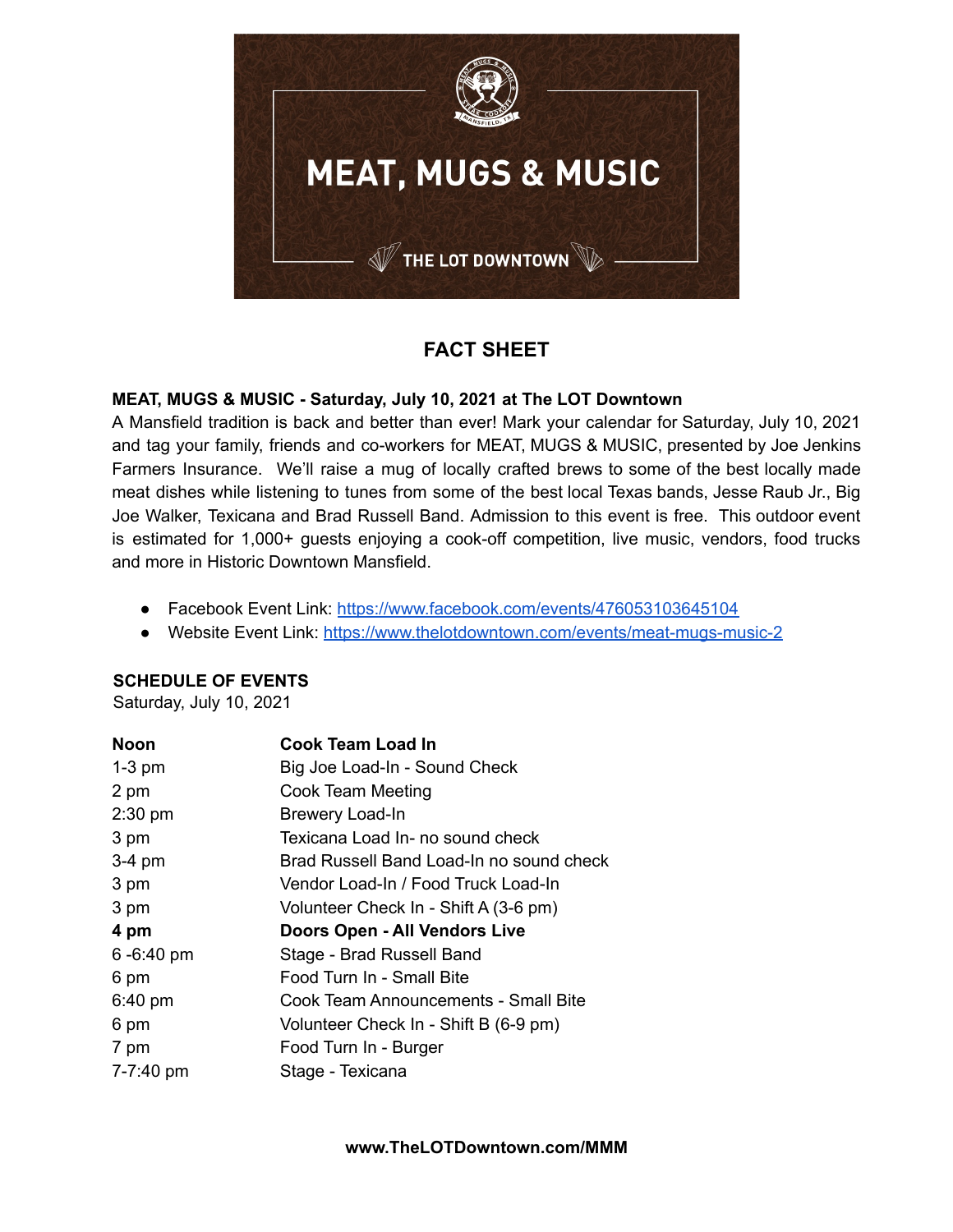# MEAT, MUGS & MUSIC

THE LOT DOWNTOWN

## FACT SHEET

**MEAT, MUGS & MUSIC - Saturday, July 10, 2021 at The LOT Downtown**

A Mansfield tradition is back and better than ever! Mark your calendar for Saturday, July 10, 2021 and tag your family, friends and co-workers for MEAT, MUGS & MUSIC, presented by Joe Jenkins Farmers Insurance. We'll raise a mug of locally crafted brews to some of the best locally made meat dishes while listening to tunes from some of the best local Texas bands, Jesse Raub Jr., Big Joe Walker, Texicana and Brad Russell Band. Admission to this event is free. This outdoor event is estimated for 1,000+ guests enjoying a cook-off competition, live music, vendors, food trucks and more in Historic Downtown Mansfield.

- Facebook Event Link: https://www.facebook.com/events/476053103645104
- Website Event Link: https://www.thelotdowntown.com/events/meat-mugs-music-2

**SCHEDULE OF EVENTS**

Saturday, July 10, 2021

| | |
|---|---|
| **Noon** | **Cook Team Load In** |
| 1-3 pm | Big Joe Load-In - Sound Check |
| 2 pm | Cook Team Meeting |
| 2:30 pm | Brewery Load-In |
| 3 pm | Texicana Load In- no sound check |
| 3-4 pm | Brad Russell Band Load-In no sound check |
| 3 pm | Vendor Load-In / Food Truck Load-In |
| 3 pm | Volunteer Check In - Shift A (3-6 pm) |
| **4 pm** | **Doors Open - All Vendors Live** |
| 6 -6:40 pm | Stage - Brad Russell Band |
| 6 pm | Food Turn In - Small Bite |
| 6:40 pm | Cook Team Announcements - Small Bite |
| 6 pm | Volunteer Check In - Shift B (6-9 pm) |
| 7 pm | Food Turn In - Burger |
| 7-7:40 pm | Stage - Texicana |

**www.TheLOTDowntown.com/MMM**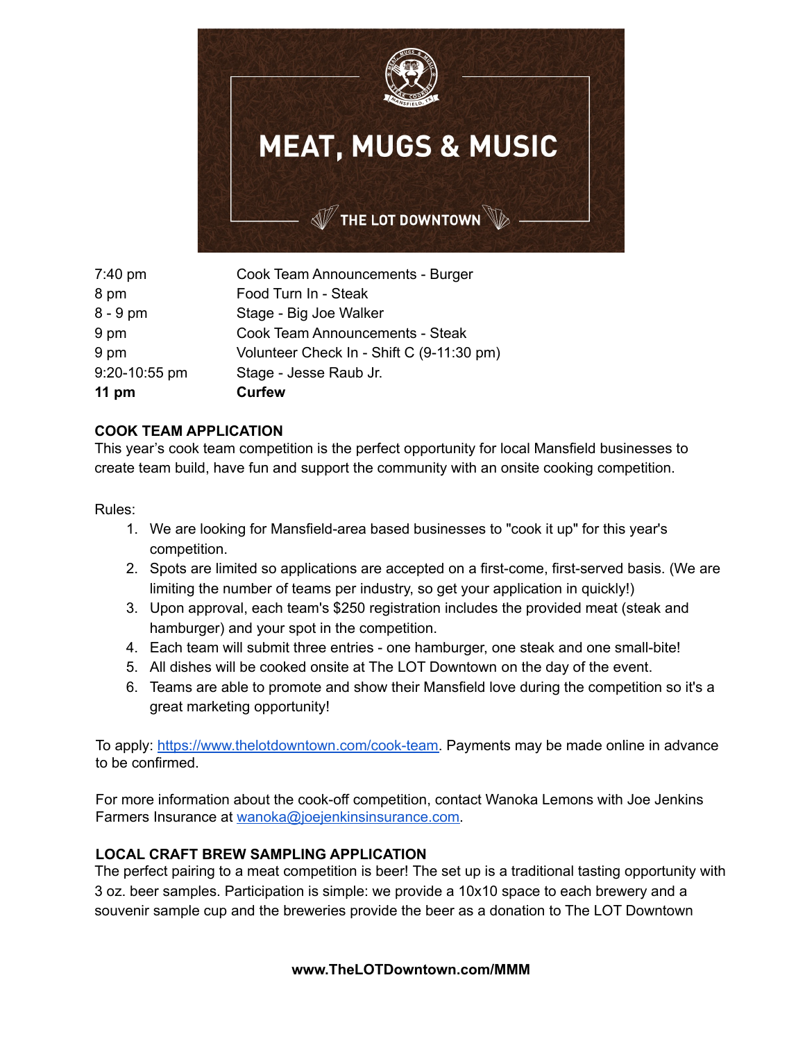# MEAT, MUGS & MUSIC

THE LOT DOWNTOWN

| | |
|---|---|
| 7:40 pm | Cook Team Announcements - Burger |
| 8 pm | Food Turn In - Steak |
| 8 - 9 pm | Stage - Big Joe Walker |
| 9 pm | Cook Team Announcements - Steak |
| 9 pm | Volunteer Check In - Shift C (9-11:30 pm) |
| 9:20-10:55 pm | Stage - Jesse Raub Jr. |
| **11 pm** | **Curfew** |

**COOK TEAM APPLICATION**

This year's cook team competition is the perfect opportunity for local Mansfield businesses to create team build, have fun and support the community with an onsite cooking competition.

Rules:

1. We are looking for Mansfield-area based businesses to "cook it up" for this year's competition.
2. Spots are limited so applications are accepted on a first-come, first-served basis. (We are limiting the number of teams per industry, so get your application in quickly!)
3. Upon approval, each team's $250 registration includes the provided meat (steak and hamburger) and your spot in the competition.
4. Each team will submit three entries - one hamburger, one steak and one small-bite!
5. All dishes will be cooked onsite at The LOT Downtown on the day of the event.
6. Teams are able to promote and show their Mansfield love during the competition so it's a great marketing opportunity!

To apply: https://www.thelotdowntown.com/cook-team. Payments may be made online in advance to be confirmed.

For more information about the cook-off competition, contact Wanoka Lemons with Joe Jenkins Farmers Insurance at wanoka@joejenkinsinsurance.com.

**LOCAL CRAFT BREW SAMPLING APPLICATION**

The perfect pairing to a meat competition is beer! The set up is a traditional tasting opportunity with 3 oz. beer samples. Participation is simple: we provide a 10x10 space to each brewery and a souvenir sample cup and the breweries provide the beer as a donation to The LOT Downtown

**www.TheLOTDowntown.com/MMM**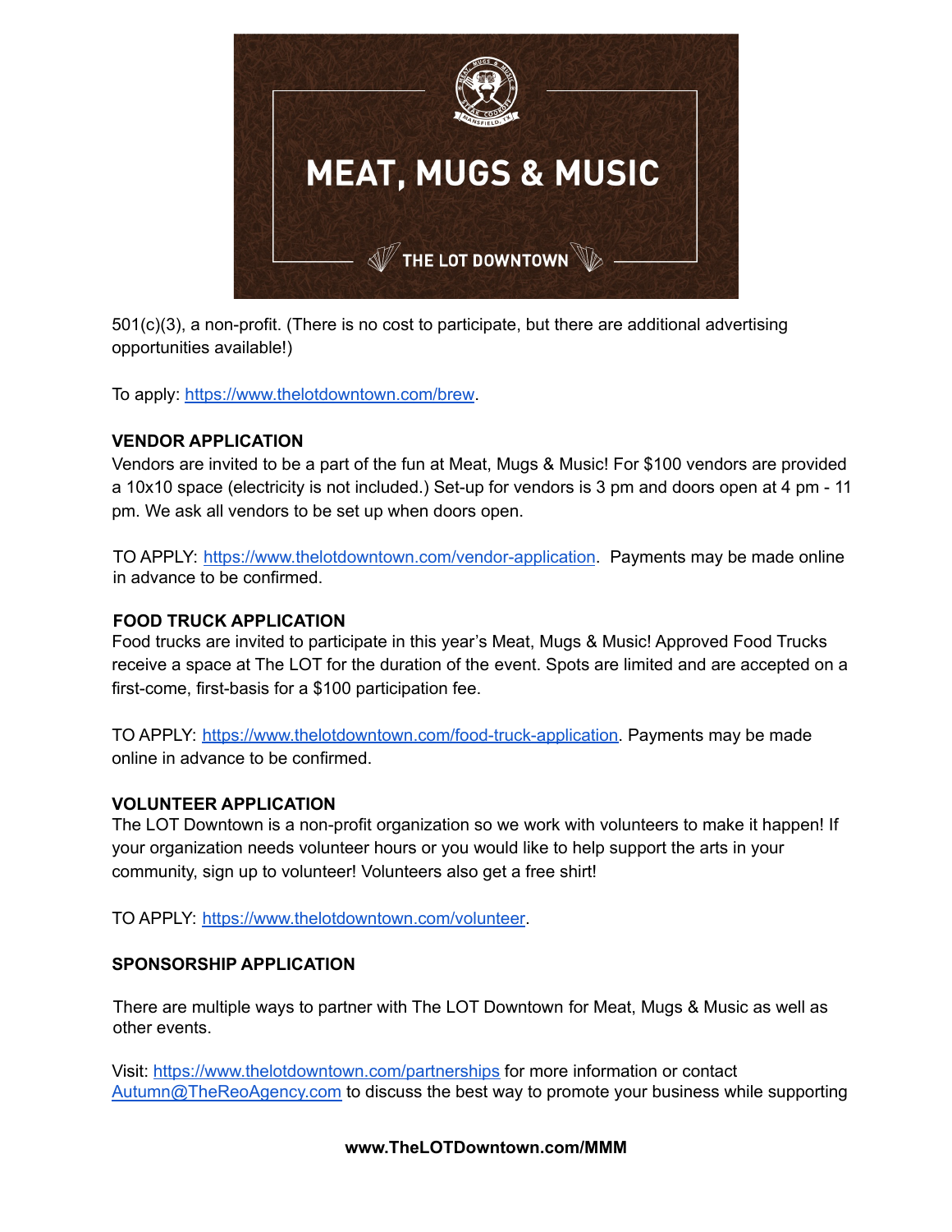501(c)(3), a non-profit. (There is no cost to participate, but there are additional advertising opportunities available!)

To apply: https://www.thelotdowntown.com/brew.

**VENDOR APPLICATION**

Vendors are invited to be a part of the fun at Meat, Mugs & Music! For $100 vendors are provided a 10x10 space (electricity is not included.) Set-up for vendors is 3 pm and doors open at 4 pm - 11 pm. We ask all vendors to be set up when doors open.

TO APPLY: https://www.thelotdowntown.com/vendor-application. Payments may be made online in advance to be confirmed.

**FOOD TRUCK APPLICATION**

Food trucks are invited to participate in this year's Meat, Mugs & Music! Approved Food Trucks receive a space at The LOT for the duration of the event. Spots are limited and are accepted on a first-come, first-basis for a $100 participation fee.

TO APPLY: https://www.thelotdowntown.com/food-truck-application. Payments may be made online in advance to be confirmed.

**VOLUNTEER APPLICATION**

The LOT Downtown is a non-profit organization so we work with volunteers to make it happen! If your organization needs volunteer hours or you would like to help support the arts in your community, sign up to volunteer! Volunteers also get a free shirt!

TO APPLY: https://www.thelotdowntown.com/volunteer.

**SPONSORSHIP APPLICATION**

There are multiple ways to partner with The LOT Downtown for Meat, Mugs & Music as well as other events.

Visit: https://www.thelotdowntown.com/partnerships for more information or contact Autumn@TheReoAgency.com to discuss the best way to promote your business while supporting

**www.TheLOTDowntown.com/MMM**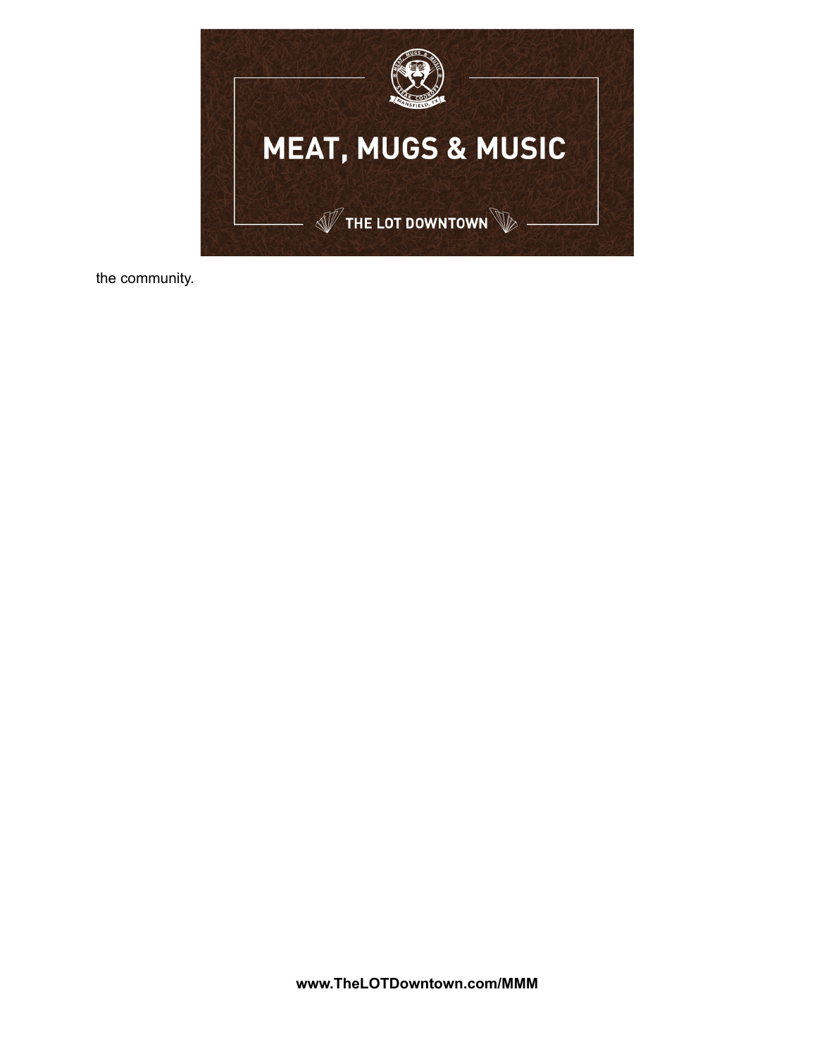the community.